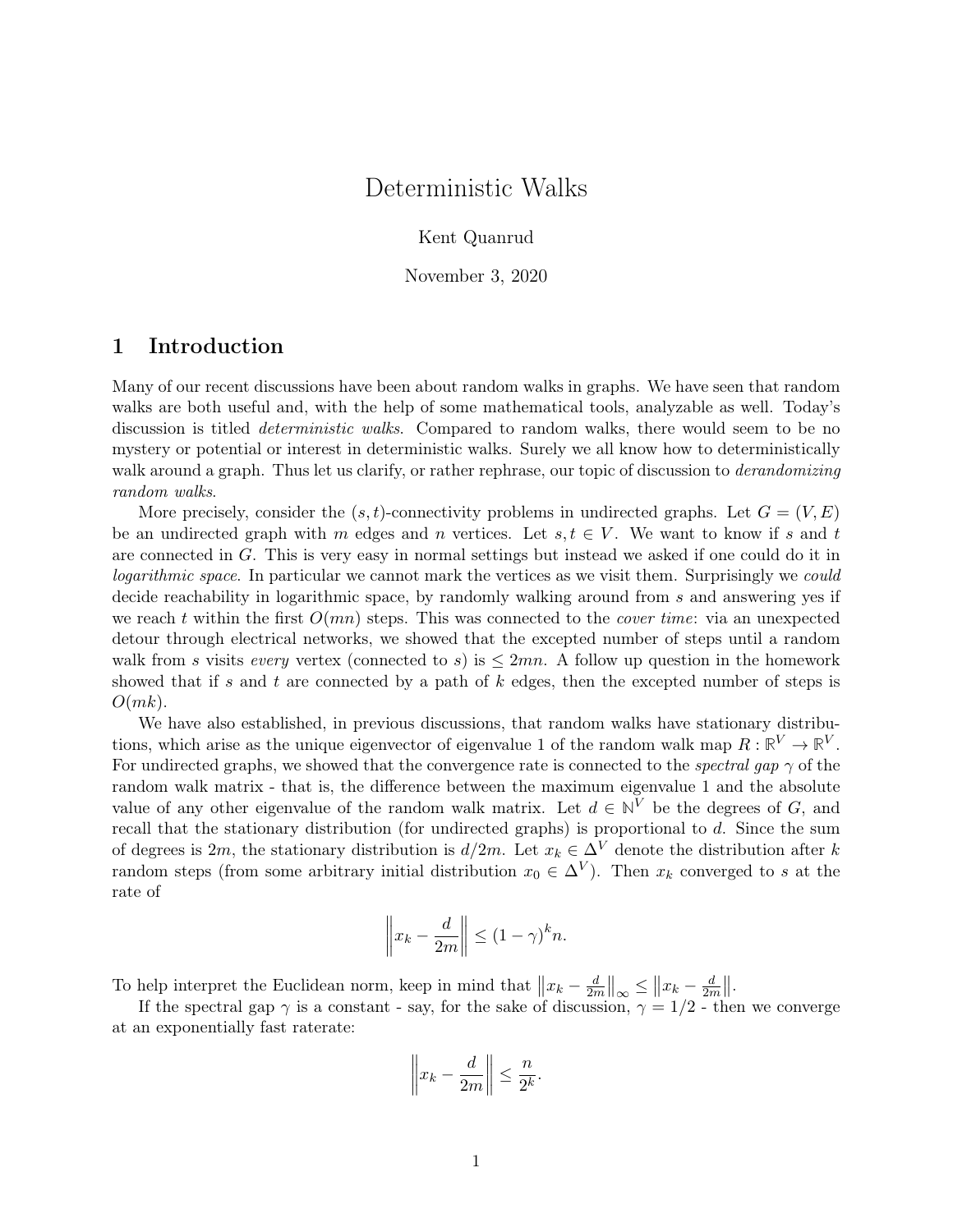# Deterministic Walks

Kent Quanrud

November 3, 2020

## 1 Introduction

Many of our recent discussions have been about random walks in graphs. We have seen that random walks are both useful and, with the help of some mathematical tools, analyzable as well. Today's discussion is titled *deterministic walks*. Compared to random walks, there would seem to be no mystery or potential or interest in deterministic walks. Surely we all know how to deterministically walk around a graph. Thus let us clarify, or rather rephrase, our topic of discussion to *derandomizing random walks*.

More precisely, consider the $(s,t)$-connectivity problems in undirected graphs. Let $G = (V, E)$ be an undirected graph with $m$ edges and $n$ vertices. Let $s, t \in V$. We want to know if $s$ and $t$ are connected in $G$. This is very easy in normal settings but instead we asked if one could do it in *logarithmic space*. In particular we cannot mark the vertices as we visit them. Surprisingly we *could* decide reachability in logarithmic space, by randomly walking around from $s$ and answering yes if we reach $t$ within the first $O(mn)$ steps. This was connected to the *cover time*: via an unexpected detour through electrical networks, we showed that the excepted number of steps until a random walk from $s$ visits *every* vertex (connected to $s$) is $\leq 2mn$. A follow up question in the homework showed that if $s$ and $t$ are connected by a path of $k$ edges, then the excepted number of steps is $O(mk)$.

We have also established, in previous discussions, that random walks have stationary distributions, which arise as the unique eigenvector of eigenvalue 1 of the random walk map $R : \mathbb{R}^V \to \mathbb{R}^V$. For undirected graphs, we showed that the convergence rate is connected to the *spectral gap* $\gamma$ of the random walk matrix - that is, the difference between the maximum eigenvalue 1 and the absolute value of any other eigenvalue of the random walk matrix. Let $d \in \mathbb{N}^V$ be the degrees of $G$, and recall that the stationary distribution (for undirected graphs) is proportional to $d$. Since the sum of degrees is $2m$, the stationary distribution is $d/2m$. Let $x_k \in \Delta^V$ denote the distribution after $k$ random steps (from some arbitrary initial distribution $x_0 \in \Delta^V$). Then $x_k$ converged to $s$ at the rate of

$$\left\| x_k - \frac{d}{2m} \right\| \leq (1 - \gamma)^k n.$$

To help interpret the Euclidean norm, keep in mind that $\left\| x_k - \frac{d}{2m} \right\|_\infty \leq \left\| x_k - \frac{d}{2m} \right\|$.

If the spectral gap $\gamma$ is a constant - say, for the sake of discussion, $\gamma = 1/2$ - then we converge at an exponentially fast raterate:

$$\left\| x_k - \frac{d}{2m} \right\| \leq \frac{n}{2^k}.$$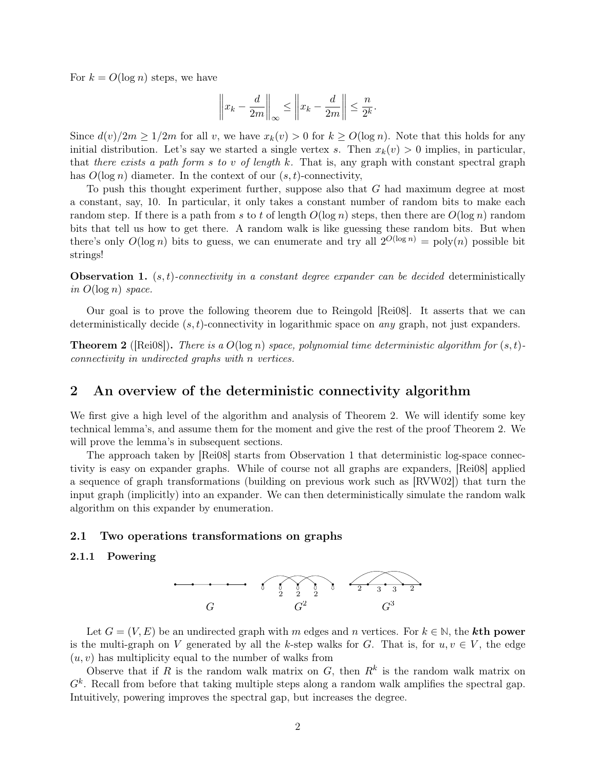For $k = O(\log n)$ steps, we have

$$\left\| x_k - \frac{d}{2m} \right\|_\infty \leq \left\| x_k - \frac{d}{2m} \right\| \leq \frac{n}{2^k}.$$

Since $d(v)/2m \geq 1/2m$ for all $v$, we have $x_k(v) > 0$ for $k \geq O(\log n)$. Note that this holds for any initial distribution. Let's say we started a single vertex $s$. Then $x_k(v) > 0$ implies, in particular, that *there exists a path form $s$ to $v$ of length $k$*. That is, any graph with constant spectral graph has $O(\log n)$ diameter. In the context of our $(s,t)$-connectivity,

To push this thought experiment further, suppose also that $G$ had maximum degree at most a constant, say, 10. In particular, it only takes a constant number of random bits to make each random step. If there is a path from $s$ to $t$ of length $O(\log n)$ steps, then there are $O(\log n)$ random bits that tell us how to get there. A random walk is like guessing these random bits. But when there's only $O(\log n)$ bits to guess, we can enumerate and try all $2^{O(\log n)} = \text{poly}(n)$ possible bit strings!

**Observation 1.** *$(s,t)$-connectivity in a constant degree expander can be decided* deterministically *in $O(\log n)$ space.*

Our goal is to prove the following theorem due to Reingold [Rei08]. It asserts that we can deterministically decide $(s,t)$-connectivity in logarithmic space on *any* graph, not just expanders.

**Theorem 2** ([Rei08])**.** *There is a $O(\log n)$ space, polynomial time deterministic algorithm for $(s,t)$-connectivity in undirected graphs with $n$ vertices.*

## 2 An overview of the deterministic connectivity algorithm

We first give a high level of the algorithm and analysis of Theorem 2. We will identify some key technical lemma's, and assume them for the moment and give the rest of the proof Theorem 2. We will prove the lemma's in subsequent sections.

The approach taken by [Rei08] starts from Observation 1 that deterministic log-space connectivity is easy on expander graphs. While of course not all graphs are expanders, [Rei08] applied a sequence of graph transformations (building on previous work such as [RVW02]) that turn the input graph (implicitly) into an expander. We can then deterministically simulate the random walk algorithm on this expander by enumeration.

### 2.1 Two operations transformations on graphs

#### 2.1.1 Powering

$G$ $\quad$ $G^2$ $\quad$ $G^3$

Let $G = (V,E)$ be an undirected graph with $m$ edges and $n$ vertices. For $k \in \mathbb{N}$, the ***k*th power** is the multi-graph on $V$ generated by all the $k$-step walks for $G$. That is, for $u, v \in V$, the edge $(u,v)$ has multiplicity equal to the number of walks from

Observe that if $R$ is the random walk matrix on $G$, then $R^k$ is the random walk matrix on $G^k$. Recall from before that taking multiple steps along a random walk amplifies the spectral gap. Intuitively, powering improves the spectral gap, but increases the degree.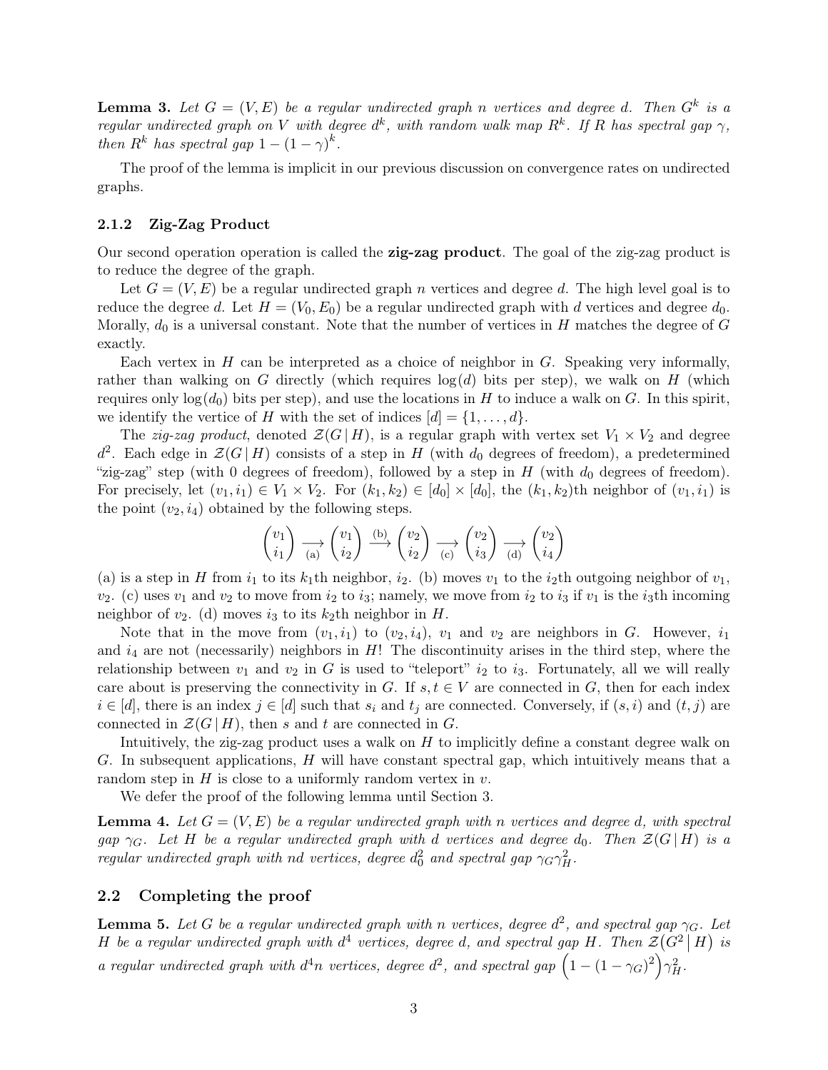**Lemma 3.** *Let $G = (V, E)$ be a regular undirected graph n vertices and degree $d$. Then $G^k$ is a regular undirected graph on $V$ with degree $d^k$, with random walk map $R^k$. If $R$ has spectral gap $\gamma$, then $R^k$ has spectral gap $1 - (1-\gamma)^k$.*

The proof of the lemma is implicit in our previous discussion on convergence rates on undirected graphs.

### 2.1.2 Zig-Zag Product

Our second operation operation is called the **zig-zag product**. The goal of the zig-zag product is to reduce the degree of the graph.

Let $G = (V, E)$ be a regular undirected graph $n$ vertices and degree $d$. The high level goal is to reduce the degree $d$. Let $H = (V_0, E_0)$ be a regular undirected graph with $d$ vertices and degree $d_0$. Morally, $d_0$ is a universal constant. Note that the number of vertices in $H$ matches the degree of $G$ exactly.

Each vertex in $H$ can be interpreted as a choice of neighbor in $G$. Speaking very informally, rather than walking on $G$ directly (which requires $\log(d)$ bits per step), we walk on $H$ (which requires only $\log(d_0)$ bits per step), and use the locations in $H$ to induce a walk on $G$. In this spirit, we identify the vertice of $H$ with the set of indices $[d] = \{1, \dots, d\}$.

The *zig-zag product*, denoted $\mathcal{Z}(G \,|\, H)$, is a regular graph with vertex set $V_1 \times V_2$ and degree $d^2$. Each edge in $\mathcal{Z}(G \,|\, H)$ consists of a step in $H$ (with $d_0$ degrees of freedom), a predetermined "zig-zag" step (with 0 degrees of freedom), followed by a step in $H$ (with $d_0$ degrees of freedom). For precisely, let $(v_1, i_1) \in V_1 \times V_2$. For $(k_1, k_2) \in [d_0] \times [d_0]$, the $(k_1, k_2)$th neighbor of $(v_1, i_1)$ is the point $(v_2, i_4)$ obtained by the following steps.

$$\begin{pmatrix} v_1 \\ i_1 \end{pmatrix} \underset{\text{(a)}}{\longrightarrow} \begin{pmatrix} v_1 \\ i_2 \end{pmatrix} \overset{\text{(b)}}{\longrightarrow} \begin{pmatrix} v_2 \\ i_2 \end{pmatrix} \underset{\text{(c)}}{\longrightarrow} \begin{pmatrix} v_2 \\ i_3 \end{pmatrix} \underset{\text{(d)}}{\longrightarrow} \begin{pmatrix} v_2 \\ i_4 \end{pmatrix}$$

(a) is a step in $H$ from $i_1$ to its $k_1$th neighbor, $i_2$. (b) moves $v_1$ to the $i_2$th outgoing neighbor of $v_1$, $v_2$. (c) uses $v_1$ and $v_2$ to move from $i_2$ to $i_3$; namely, we move from $i_2$ to $i_3$ if $v_1$ is the $i_3$th incoming neighbor of $v_2$. (d) moves $i_3$ to its $k_2$th neighbor in $H$.

Note that in the move from $(v_1, i_1)$ to $(v_2, i_4)$, $v_1$ and $v_2$ are neighbors in $G$. However, $i_1$ and $i_4$ are not (necessarily) neighbors in $H$! The discontinuity arises in the third step, where the relationship between $v_1$ and $v_2$ in $G$ is used to "teleport" $i_2$ to $i_3$. Fortunately, all we will really care about is preserving the connectivity in $G$. If $s, t \in V$ are connected in $G$, then for each index $i \in [d]$, there is an index $j \in [d]$ such that $s_i$ and $t_j$ are connected. Conversely, if $(s, i)$ and $(t, j)$ are connected in $\mathcal{Z}(G \,|\, H)$, then $s$ and $t$ are connected in $G$.

Intuitively, the zig-zag product uses a walk on $H$ to implicitly define a constant degree walk on $G$. In subsequent applications, $H$ will have constant spectral gap, which intuitively means that a random step in $H$ is close to a uniformly random vertex in $v$.

We defer the proof of the following lemma until Section 3.

**Lemma 4.** *Let $G = (V, E)$ be a regular undirected graph with $n$ vertices and degree $d$, with spectral gap $\gamma_G$. Let $H$ be a regular undirected graph with $d$ vertices and degree $d_0$. Then $\mathcal{Z}(G \,|\, H)$ is a regular undirected graph with $nd$ vertices, degree $d_0^2$ and spectral gap $\gamma_G \gamma_H^2$.*

## 2.2 Completing the proof

**Lemma 5.** *Let $G$ be a regular undirected graph with $n$ vertices, degree $d^2$, and spectral gap $\gamma_G$. Let $H$ be a regular undirected graph with $d^4$ vertices, degree $d$, and spectral gap $H$. Then $\mathcal{Z}\big(G^2 \,\big|\, H\big)$ is a regular undirected graph with $d^4 n$ vertices, degree $d^2$, and spectral gap $\Big(1 - (1-\gamma_G)^2\Big)\gamma_H^2$.*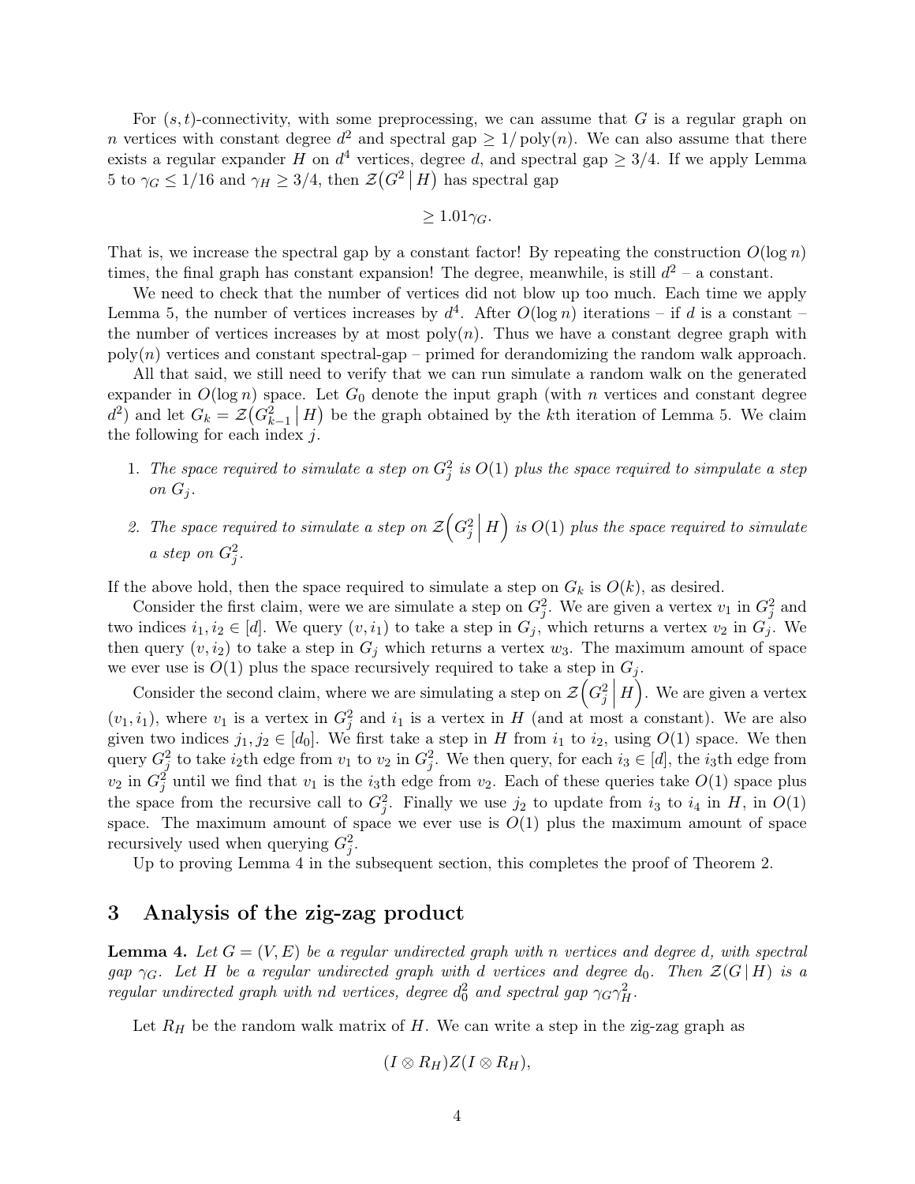For $(s,t)$-connectivity, with some preprocessing, we can assume that $G$ is a regular graph on $n$ vertices with constant degree $d^2$ and spectral gap $\geq 1/\operatorname{poly}(n)$. We can also assume that there exists a regular expander $H$ on $d^4$ vertices, degree $d$, and spectral gap $\geq 3/4$. If we apply Lemma 5 to $\gamma_G \leq 1/16$ and $\gamma_H \geq 3/4$, then $\mathcal{Z}(G^2 \mid H)$ has spectral gap

$$\geq 1.01\gamma_G.$$

That is, we increase the spectral gap by a constant factor! By repeating the construction $O(\log n)$ times, the final graph has constant expansion! The degree, meanwhile, is still $d^2$ – a constant.

We need to check that the number of vertices did not blow up too much. Each time we apply Lemma 5, the number of vertices increases by $d^4$. After $O(\log n)$ iterations – if $d$ is a constant – the number of vertices increases by at most $\operatorname{poly}(n)$. Thus we have a constant degree graph with $\operatorname{poly}(n)$ vertices and constant spectral-gap – primed for derandomizing the random walk approach.

All that said, we still need to verify that we can run simulate a random walk on the generated expander in $O(\log n)$ space. Let $G_0$ denote the input graph (with $n$ vertices and constant degree $d^2$) and let $G_k = \mathcal{Z}(G_{k-1}^2 \mid H)$ be the graph obtained by the $k$th iteration of Lemma 5. We claim the following for each index $j$.

1. *The space required to simulate a step on $G_j^2$ is $O(1)$ plus the space required to simpulate a step on $G_j$.*
2. *The space required to simulate a step on $\mathcal{Z}\left(G_j^2 \,\middle|\, H\right)$ is $O(1)$ plus the space required to simulate a step on $G_j^2$.*

If the above hold, then the space required to simulate a step on $G_k$ is $O(k)$, as desired.

Consider the first claim, were we are simulate a step on $G_j^2$. We are given a vertex $v_1$ in $G_j^2$ and two indices $i_1, i_2 \in [d]$. We query $(v, i_1)$ to take a step in $G_j$, which returns a vertex $v_2$ in $G_j$. We then query $(v, i_2)$ to take a step in $G_j$ which returns a vertex $w_3$. The maximum amount of space we ever use is $O(1)$ plus the space recursively required to take a step in $G_j$.

Consider the second claim, where we are simulating a step on $\mathcal{Z}\left(G_j^2 \,\middle|\, H\right)$. We are given a vertex $(v_1, i_1)$, where $v_1$ is a vertex in $G_j^2$ and $i_1$ is a vertex in $H$ (and at most a constant). We are also given two indices $j_1, j_2 \in [d_0]$. We first take a step in $H$ from $i_1$ to $i_2$, using $O(1)$ space. We then query $G_j^2$ to take $i_2$th edge from $v_1$ to $v_2$ in $G_j^2$. We then query, for each $i_3 \in [d]$, the $i_3$th edge from $v_2$ in $G_j^2$ until we find that $v_1$ is the $i_3$th edge from $v_2$. Each of these queries take $O(1)$ space plus the space from the recursive call to $G_j^2$. Finally we use $j_2$ to update from $i_3$ to $i_4$ in $H$, in $O(1)$ space. The maximum amount of space we ever use is $O(1)$ plus the maximum amount of space recursively used when querying $G_j^2$.

Up to proving Lemma 4 in the subsequent section, this completes the proof of Theorem 2.

## 3 Analysis of the zig-zag product

**Lemma 4.** *Let $G = (V, E)$ be a regular undirected graph with $n$ vertices and degree $d$, with spectral gap $\gamma_G$. Let $H$ be a regular undirected graph with $d$ vertices and degree $d_0$. Then $\mathcal{Z}(G \mid H)$ is a regular undirected graph with $nd$ vertices, degree $d_0^2$ and spectral gap $\gamma_G \gamma_H^2$.*

Let $R_H$ be the random walk matrix of $H$. We can write a step in the zig-zag graph as

$$(I \otimes R_H) Z (I \otimes R_H),$$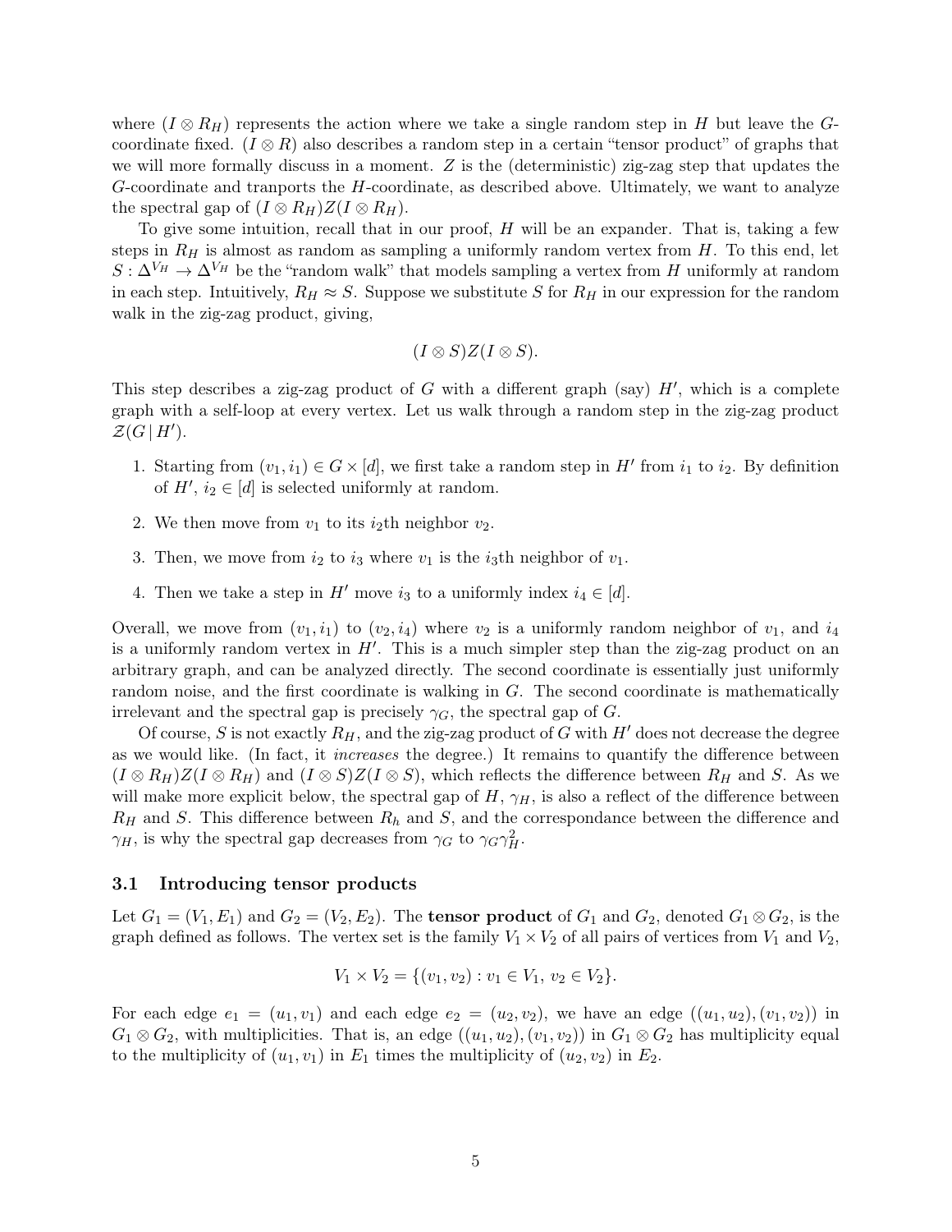where $(I \otimes R_H)$ represents the action where we take a single random step in $H$ but leave the $G$-coordinate fixed. $(I \otimes R)$ also describes a random step in a certain "tensor product" of graphs that we will more formally discuss in a moment. $Z$ is the (deterministic) zig-zag step that updates the $G$-coordinate and tranports the $H$-coordinate, as described above. Ultimately, we want to analyze the spectral gap of $(I \otimes R_H)Z(I \otimes R_H)$.

To give some intuition, recall that in our proof, $H$ will be an expander. That is, taking a few steps in $R_H$ is almost as random as sampling a uniformly random vertex from $H$. To this end, let $S : \Delta^{V_H} \to \Delta^{V_H}$ be the "random walk" that models sampling a vertex from $H$ uniformly at random in each step. Intuitively, $R_H \approx S$. Suppose we substitute $S$ for $R_H$ in our expression for the random walk in the zig-zag product, giving,

$$(I \otimes S)Z(I \otimes S).$$

This step describes a zig-zag product of $G$ with a different graph (say) $H'$, which is a complete graph with a self-loop at every vertex. Let us walk through a random step in the zig-zag product $\mathcal{Z}(G \,|\, H')$.

1. Starting from $(v_1, i_1) \in G \times [d]$, we first take a random step in $H'$ from $i_1$ to $i_2$. By definition of $H'$, $i_2 \in [d]$ is selected uniformly at random.
2. We then move from $v_1$ to its $i_2$th neighbor $v_2$.
3. Then, we move from $i_2$ to $i_3$ where $v_1$ is the $i_3$th neighbor of $v_1$.
4. Then we take a step in $H'$ move $i_3$ to a uniformly index $i_4 \in [d]$.

Overall, we move from $(v_1, i_1)$ to $(v_2, i_4)$ where $v_2$ is a uniformly random neighbor of $v_1$, and $i_4$ is a uniformly random vertex in $H'$. This is a much simpler step than the zig-zag product on an arbitrary graph, and can be analyzed directly. The second coordinate is essentially just uniformly random noise, and the first coordinate is walking in $G$. The second coordinate is mathematically irrelevant and the spectral gap is precisely $\gamma_G$, the spectral gap of $G$.

Of course, $S$ is not exactly $R_H$, and the zig-zag product of $G$ with $H'$ does not decrease the degree as we would like. (In fact, it *increases* the degree.) It remains to quantify the difference between $(I \otimes R_H)Z(I \otimes R_H)$ and $(I \otimes S)Z(I \otimes S)$, which reflects the difference between $R_H$ and $S$. As we will make more explicit below, the spectral gap of $H$, $\gamma_H$, is also a reflect of the difference between $R_H$ and $S$. This difference between $R_h$ and $S$, and the correspondance between the difference and $\gamma_H$, is why the spectral gap decreases from $\gamma_G$ to $\gamma_G \gamma_H^2$.

### 3.1 Introducing tensor products

Let $G_1 = (V_1, E_1)$ and $G_2 = (V_2, E_2)$. The **tensor product** of $G_1$ and $G_2$, denoted $G_1 \otimes G_2$, is the graph defined as follows. The vertex set is the family $V_1 \times V_2$ of all pairs of vertices from $V_1$ and $V_2$,

$$V_1 \times V_2 = \{(v_1, v_2) : v_1 \in V_1,\ v_2 \in V_2\}.$$

For each edge $e_1 = (u_1, v_1)$ and each edge $e_2 = (u_2, v_2)$, we have an edge $((u_1, u_2), (v_1, v_2))$ in $G_1 \otimes G_2$, with multiplicities. That is, an edge $((u_1, u_2), (v_1, v_2))$ in $G_1 \otimes G_2$ has multiplicity equal to the multiplicity of $(u_1, v_1)$ in $E_1$ times the multiplicity of $(u_2, v_2)$ in $E_2$.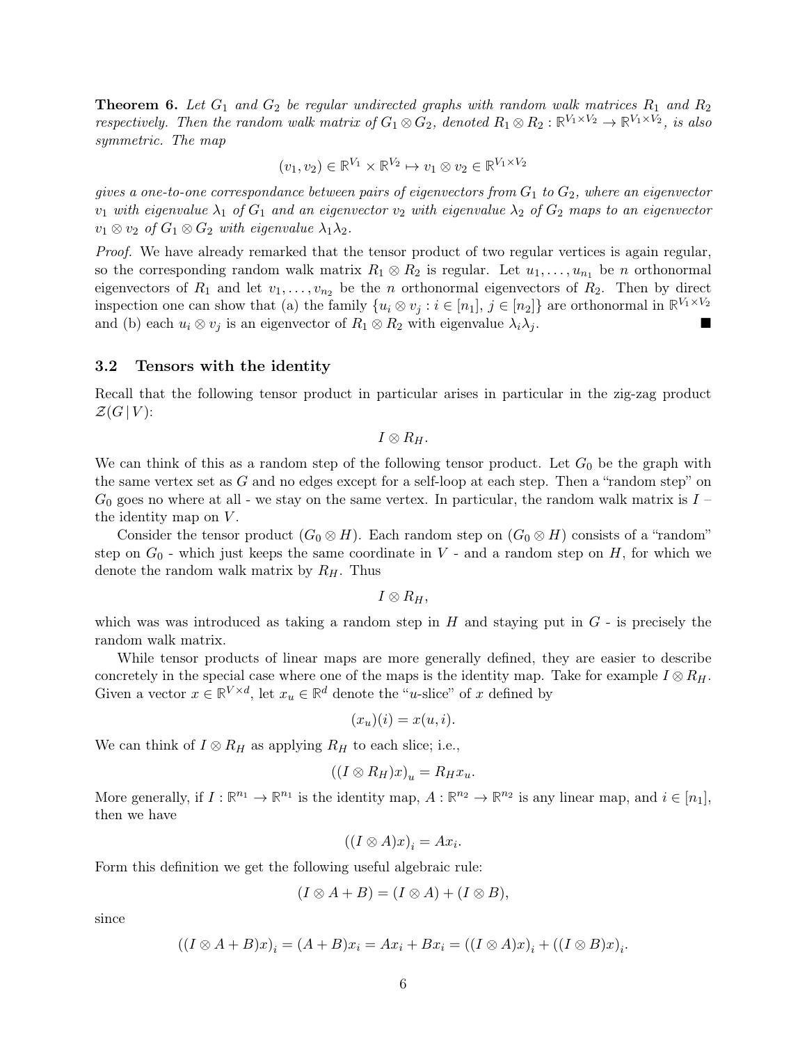**Theorem 6.** *Let $G_1$ and $G_2$ be regular undirected graphs with random walk matrices $R_1$ and $R_2$ respectively. Then the random walk matrix of $G_1 \otimes G_2$, denoted $R_1 \otimes R_2 : \mathbb{R}^{V_1 \times V_2} \to \mathbb{R}^{V_1 \times V_2}$, is also symmetric. The map*

$$(v_1, v_2) \in \mathbb{R}^{V_1} \times \mathbb{R}^{V_2} \mapsto v_1 \otimes v_2 \in \mathbb{R}^{V_1 \times V_2}$$

*gives a one-to-one correspondance between pairs of eigenvectors from $G_1$ to $G_2$, where an eigenvector $v_1$ with eigenvalue $\lambda_1$ of $G_1$ and an eigenvector $v_2$ with eigenvalue $\lambda_2$ of $G_2$ maps to an eigenvector $v_1 \otimes v_2$ of $G_1 \otimes G_2$ with eigenvalue $\lambda_1 \lambda_2$.*

*Proof.* We have already remarked that the tensor product of two regular vertices is again regular, so the corresponding random walk matrix $R_1 \otimes R_2$ is regular. Let $u_1, \ldots, u_{n_1}$ be $n$ orthonormal eigenvectors of $R_1$ and let $v_1, \ldots, v_{n_2}$ be the $n$ orthonormal eigenvectors of $R_2$. Then by direct inspection one can show that (a) the family $\{u_i \otimes v_j : i \in [n_1], j \in [n_2]\}$ are orthonormal in $\mathbb{R}^{V_1 \times V_2}$ and (b) each $u_i \otimes v_j$ is an eigenvector of $R_1 \otimes R_2$ with eigenvalue $\lambda_i \lambda_j$. ■

### 3.2 Tensors with the identity

Recall that the following tensor product in particular arises in particular in the zig-zag product $\mathcal{Z}(G \,|\, V)$:

$$I \otimes R_H.$$

We can think of this as a random step of the following tensor product. Let $G_0$ be the graph with the same vertex set as $G$ and no edges except for a self-loop at each step. Then a "random step" on $G_0$ goes no where at all - we stay on the same vertex. In particular, the random walk matrix is $I$ – the identity map on $V$.

Consider the tensor product $(G_0 \otimes H)$. Each random step on $(G_0 \otimes H)$ consists of a "random" step on $G_0$ - which just keeps the same coordinate in $V$ - and a random step on $H$, for which we denote the random walk matrix by $R_H$. Thus

$$I \otimes R_H,$$

which was was introduced as taking a random step in $H$ and staying put in $G$ - is precisely the random walk matrix.

While tensor products of linear maps are more generally defined, they are easier to describe concretely in the special case where one of the maps is the identity map. Take for example $I \otimes R_H$. Given a vector $x \in \mathbb{R}^{V \times d}$, let $x_u \in \mathbb{R}^d$ denote the "$u$-slice" of $x$ defined by

$$(x_u)(i) = x(u, i).$$

We can think of $I \otimes R_H$ as applying $R_H$ to each slice; i.e.,

$$((I \otimes R_H)x)_u = R_H x_u.$$

More generally, if $I : \mathbb{R}^{n_1} \to \mathbb{R}^{n_1}$ is the identity map, $A : \mathbb{R}^{n_2} \to \mathbb{R}^{n_2}$ is any linear map, and $i \in [n_1]$, then we have

$$((I \otimes A)x)_i = Ax_i.$$

Form this definition we get the following useful algebraic rule:

$$(I \otimes A + B) = (I \otimes A) + (I \otimes B),$$

since

$$((I \otimes A + B)x)_i = (A + B)x_i = Ax_i + Bx_i = ((I \otimes A)x)_i + ((I \otimes B)x)_i.$$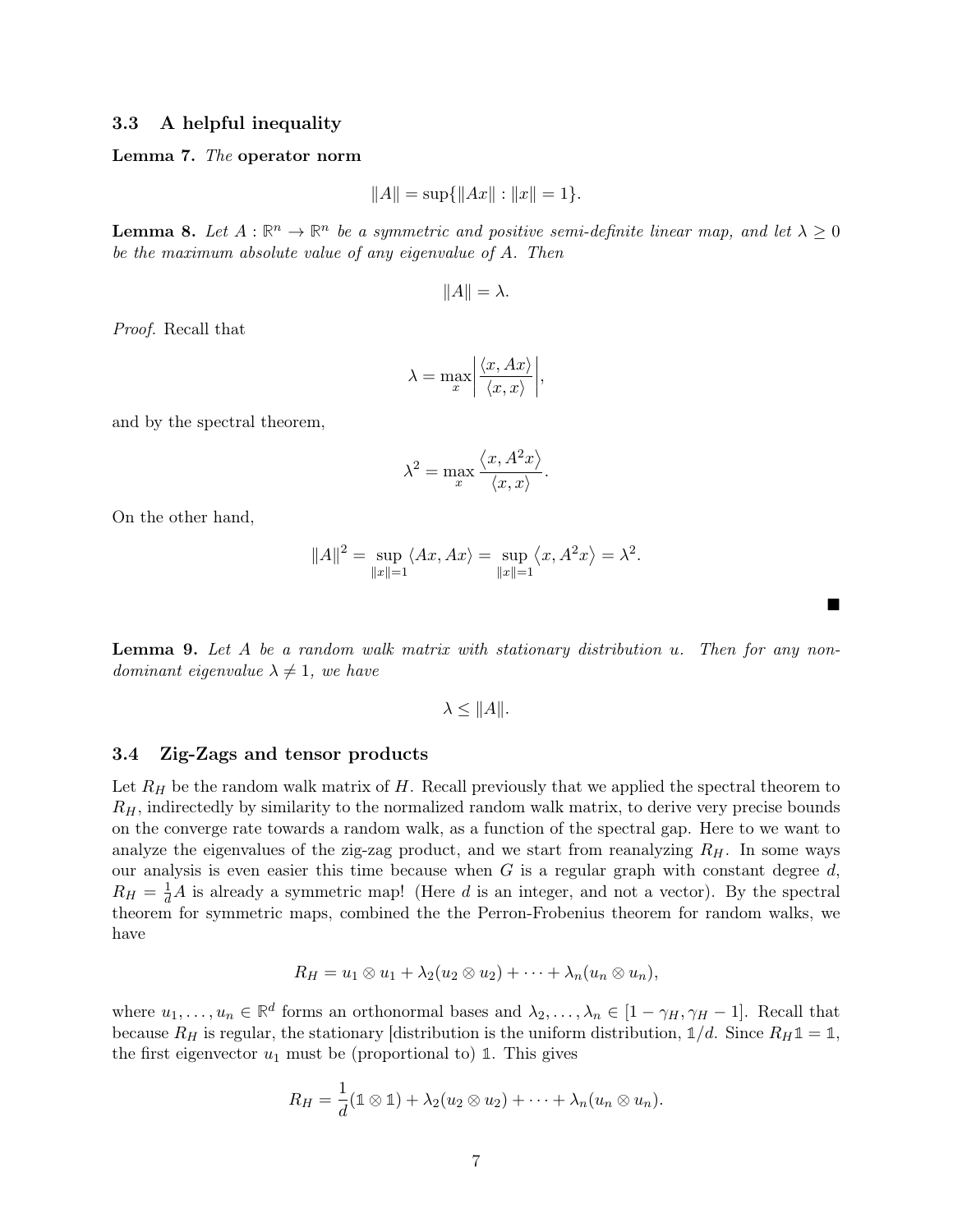### 3.3 A helpful inequality

**Lemma 7.** *The* **operator norm**

$$\|A\| = \sup\{\|Ax\| : \|x\| = 1\}.$$

**Lemma 8.** *Let $A : \mathbb{R}^n \to \mathbb{R}^n$ be a symmetric and positive semi-definite linear map, and let $\lambda \geq 0$ be the maximum absolute value of any eigenvalue of $A$. Then*

$$\|A\| = \lambda.$$

*Proof.* Recall that

$$\lambda = \max_x \left| \frac{\langle x, Ax \rangle}{\langle x, x \rangle} \right|,$$

and by the spectral theorem,

$$\lambda^2 = \max_x \frac{\langle x, A^2 x \rangle}{\langle x, x \rangle}.$$

On the other hand,

$$\|A\|^2 = \sup_{\|x\|=1} \langle Ax, Ax \rangle = \sup_{\|x\|=1} \langle x, A^2 x \rangle = \lambda^2.$$

∎

**Lemma 9.** *Let $A$ be a random walk matrix with stationary distribution $u$. Then for any non-dominant eigenvalue $\lambda \neq 1$, we have*

$$\lambda \leq \|A\|.$$

### 3.4 Zig-Zags and tensor products

Let $R_H$ be the random walk matrix of $H$. Recall previously that we applied the spectral theorem to $R_H$, indirectedly by similarity to the normalized random walk matrix, to derive very precise bounds on the converge rate towards a random walk, as a function of the spectral gap. Here to we want to analyze the eigenvalues of the zig-zag product, and we start from reanalyzing $R_H$. In some ways our analysis is even easier this time because when $G$ is a regular graph with constant degree $d$, $R_H = \frac{1}{d}A$ is already a symmetric map! (Here $d$ is an integer, and not a vector). By the spectral theorem for symmetric maps, combined the the Perron-Frobenius theorem for random walks, we have

$$R_H = u_1 \otimes u_1 + \lambda_2(u_2 \otimes u_2) + \cdots + \lambda_n(u_n \otimes u_n),$$

where $u_1, \ldots, u_n \in \mathbb{R}^d$ forms an orthonormal bases and $\lambda_2, \ldots, \lambda_n \in [1 - \gamma_H, \gamma_H - 1]$. Recall that because $R_H$ is regular, the stationary [distribution is the uniform distribution, $\mathbb{1}/d$. Since $R_H \mathbb{1} = \mathbb{1}$, the first eigenvector $u_1$ must be (proportional to) $\mathbb{1}$. This gives

$$R_H = \frac{1}{d}(\mathbb{1} \otimes \mathbb{1}) + \lambda_2(u_2 \otimes u_2) + \cdots + \lambda_n(u_n \otimes u_n).$$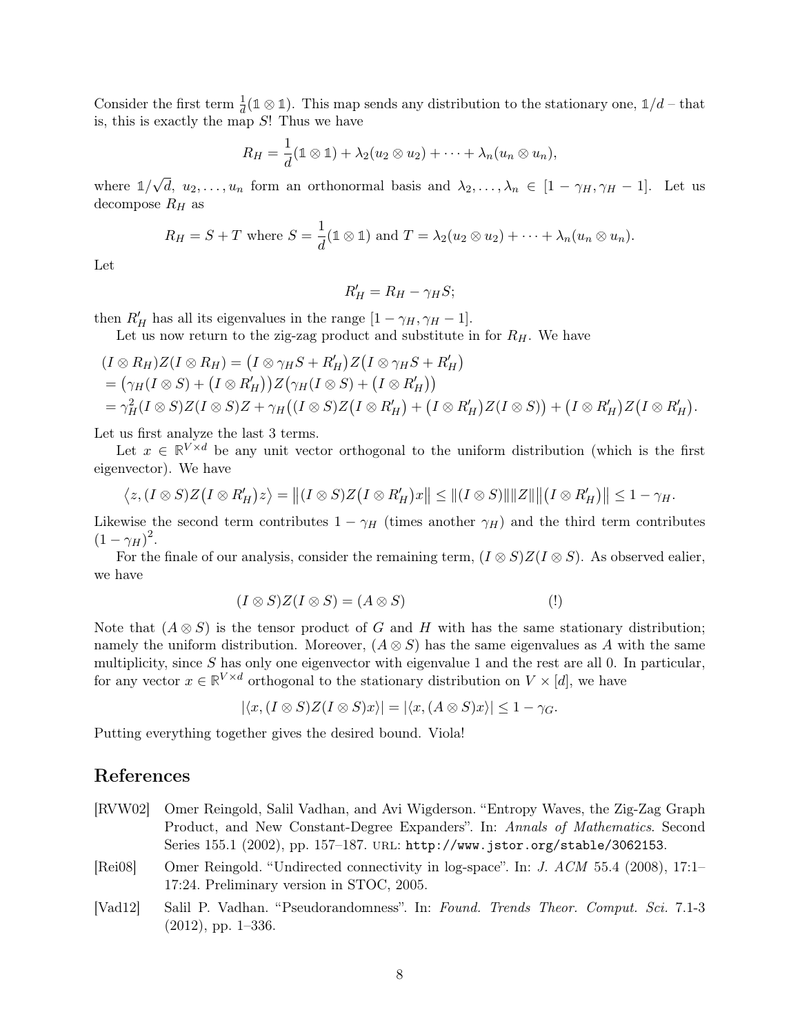Consider the first term $\frac{1}{d}(\mathbb{1} \otimes \mathbb{1})$. This map sends any distribution to the stationary one, $\mathbb{1}/d$ – that is, this is exactly the map $S$! Thus we have

$$R_H = \frac{1}{d}(\mathbb{1} \otimes \mathbb{1}) + \lambda_2(u_2 \otimes u_2) + \cdots + \lambda_n(u_n \otimes u_n),$$

where $\mathbb{1}/\sqrt{d}$, $u_2, \ldots, u_n$ form an orthonormal basis and $\lambda_2, \ldots, \lambda_n \in [1 - \gamma_H, \gamma_H - 1]$. Let us decompose $R_H$ as

$$R_H = S + T \text{ where } S = \frac{1}{d}(\mathbb{1} \otimes \mathbb{1}) \text{ and } T = \lambda_2(u_2 \otimes u_2) + \cdots + \lambda_n(u_n \otimes u_n).$$

Let

$$R'_H = R_H - \gamma_H S;$$

then $R'_H$ has all its eigenvalues in the range $[1 - \gamma_H, \gamma_H - 1]$.

Let us now return to the zig-zag product and substitute in for $R_H$. We have

$$
\begin{aligned}
&(I \otimes R_H)Z(I \otimes R_H) = \big(I \otimes \gamma_H S + R'_H\big)Z\big(I \otimes \gamma_H S + R'_H\big) \\
&= \big(\gamma_H(I \otimes S) + \big(I \otimes R'_H\big)\big)Z\big(\gamma_H(I \otimes S) + \big(I \otimes R'_H\big)\big) \\
&= \gamma_H^2(I \otimes S)Z(I \otimes S)Z + \gamma_H\big((I \otimes S)Z\big(I \otimes R'_H\big) + \big(I \otimes R'_H\big)Z(I \otimes S)\big) + \big(I \otimes R'_H\big)Z\big(I \otimes R'_H\big).
\end{aligned}
$$

Let us first analyze the last 3 terms.

Let $x \in \mathbb{R}^{V \times d}$ be any unit vector orthogonal to the uniform distribution (which is the first eigenvector). We have

$$\big\langle z, (I \otimes S)Z\big(I \otimes R'_H\big)z\big\rangle = \big\|(I \otimes S)Z\big(I \otimes R'_H\big)x\big\| \leq \|(I \otimes S)\|\|Z\|\big\|\big(I \otimes R'_H\big)\big\| \leq 1 - \gamma_H.$$

Likewise the second term contributes $1 - \gamma_H$ (times another $\gamma_H$) and the third term contributes $(1 - \gamma_H)^2$.

For the finale of our analysis, consider the remaining term, $(I \otimes S)Z(I \otimes S)$. As observed ealier, we have

$$(I \otimes S)Z(I \otimes S) = (A \otimes S) \qquad\qquad (!)$$

Note that $(A \otimes S)$ is the tensor product of $G$ and $H$ with has the same stationary distribution; namely the uniform distribution. Moreover, $(A \otimes S)$ has the same eigenvalues as $A$ with the same multiplicity, since $S$ has only one eigenvector with eigenvalue 1 and the rest are all 0. In particular, for any vector $x \in \mathbb{R}^{V \times d}$ orthogonal to the stationary distribution on $V \times [d]$, we have

$$|\langle x, (I \otimes S)Z(I \otimes S)x\rangle| = |\langle x, (A \otimes S)x\rangle| \leq 1 - \gamma_G.$$

Putting everything together gives the desired bound. Viola!

## References

[RVW02] Omer Reingold, Salil Vadhan, and Avi Wigderson. "Entropy Waves, the Zig-Zag Graph Product, and New Constant-Degree Expanders". In: *Annals of Mathematics*. Second Series 155.1 (2002), pp. 157–187. URL: http://www.jstor.org/stable/3062153.

[Rei08] Omer Reingold. "Undirected connectivity in log-space". In: *J. ACM* 55.4 (2008), 17:1–17:24. Preliminary version in STOC, 2005.

[Vad12] Salil P. Vadhan. "Pseudorandomness". In: *Found. Trends Theor. Comput. Sci.* 7.1-3 (2012), pp. 1–336.